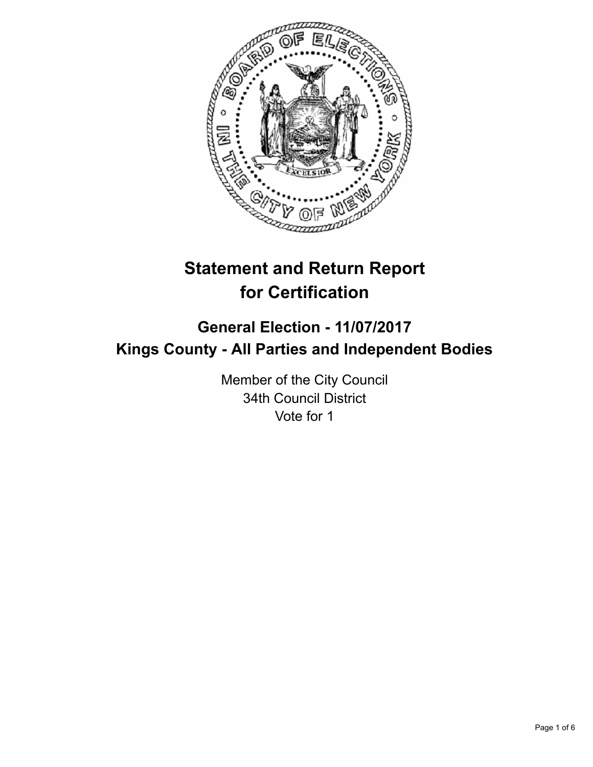# Statement and Return Report for Certification

## General Election - 11/07/2017
## Kings County - All Parties and Independent Bodies

Member of the City Council
34th Council District
Vote for 1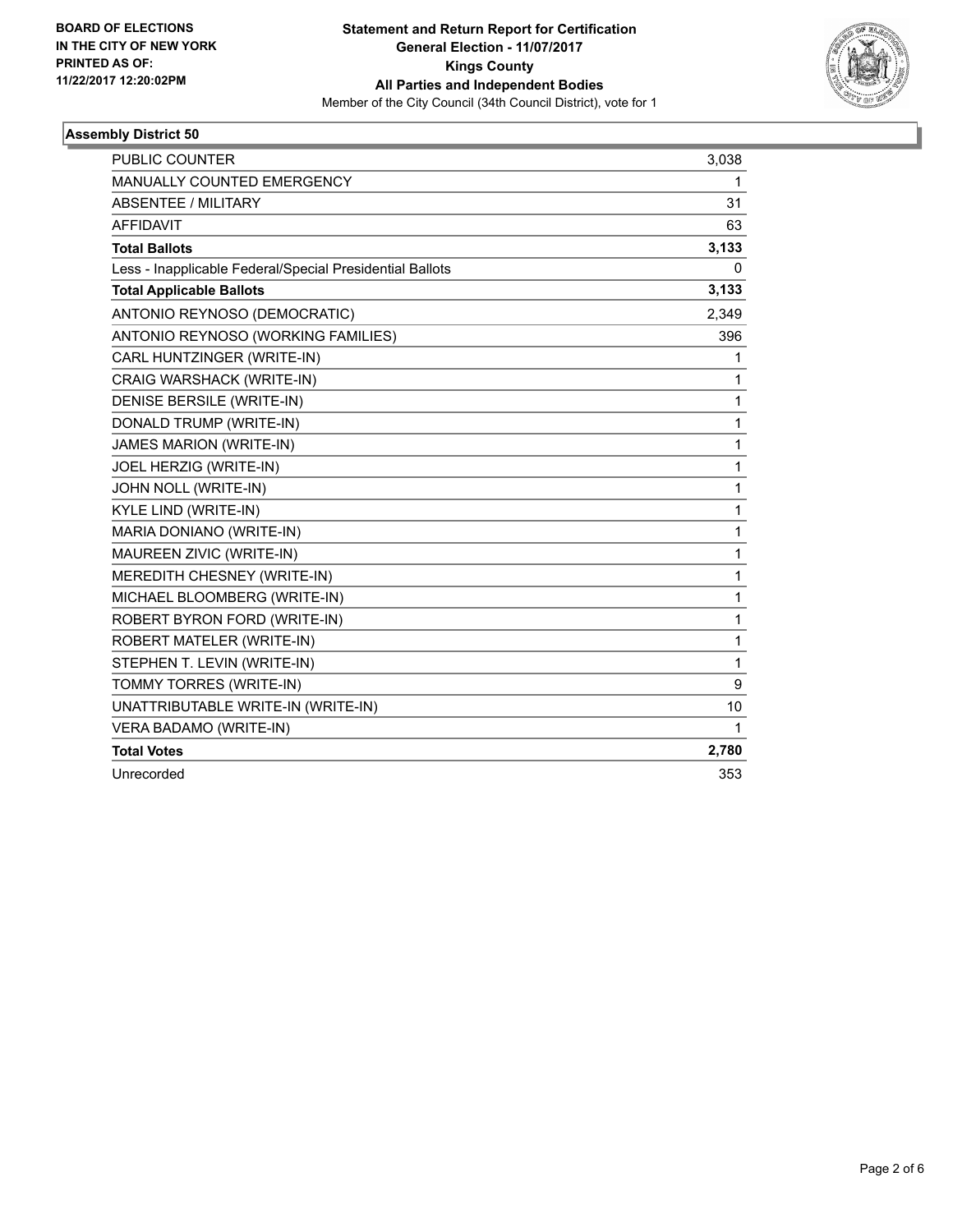BOARD OF ELECTIONS
IN THE CITY OF NEW YORK
PRINTED AS OF:
11/22/2017 12:20:02PM

**Statement and Return Report for Certification**
**General Election - 11/07/2017**
**Kings County**
**All Parties and Independent Bodies**
Member of the City Council (34th Council District), vote for 1

## Assembly District 50

| | |
|---|---|
| PUBLIC COUNTER | 3,038 |
| MANUALLY COUNTED EMERGENCY | 1 |
| ABSENTEE / MILITARY | 31 |
| AFFIDAVIT | 63 |
| **Total Ballots** | **3,133** |
| Less - Inapplicable Federal/Special Presidential Ballots | 0 |
| **Total Applicable Ballots** | **3,133** |
| ANTONIO REYNOSO (DEMOCRATIC) | 2,349 |
| ANTONIO REYNOSO (WORKING FAMILIES) | 396 |
| CARL HUNTZINGER (WRITE-IN) | 1 |
| CRAIG WARSHACK (WRITE-IN) | 1 |
| DENISE BERSILE (WRITE-IN) | 1 |
| DONALD TRUMP (WRITE-IN) | 1 |
| JAMES MARION (WRITE-IN) | 1 |
| JOEL HERZIG (WRITE-IN) | 1 |
| JOHN NOLL (WRITE-IN) | 1 |
| KYLE LIND (WRITE-IN) | 1 |
| MARIA DONIANO (WRITE-IN) | 1 |
| MAUREEN ZIVIC (WRITE-IN) | 1 |
| MEREDITH CHESNEY (WRITE-IN) | 1 |
| MICHAEL BLOOMBERG (WRITE-IN) | 1 |
| ROBERT BYRON FORD (WRITE-IN) | 1 |
| ROBERT MATELER (WRITE-IN) | 1 |
| STEPHEN T. LEVIN (WRITE-IN) | 1 |
| TOMMY TORRES (WRITE-IN) | 9 |
| UNATTRIBUTABLE WRITE-IN (WRITE-IN) | 10 |
| VERA BADAMO (WRITE-IN) | 1 |
| **Total Votes** | **2,780** |
| Unrecorded | 353 |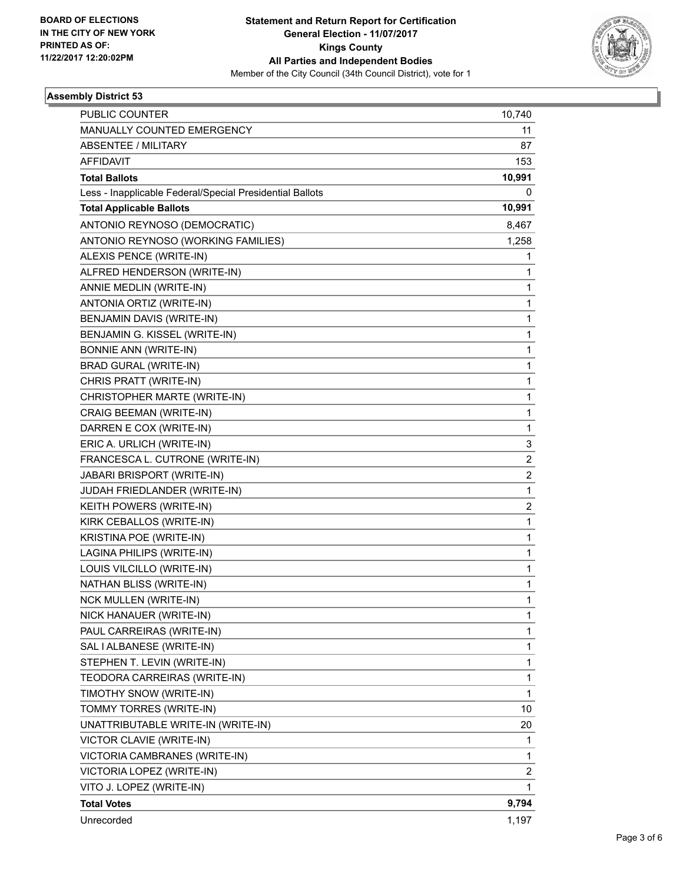BOARD OF ELECTIONS
IN THE CITY OF NEW YORK
PRINTED AS OF:
11/22/2017 12:20:02PM

**Statement and Return Report for Certification**
**General Election - 11/07/2017**
**Kings County**
**All Parties and Independent Bodies**
Member of the City Council (34th Council District), vote for 1

### Assembly District 53

| | |
|---|---|
| PUBLIC COUNTER | 10,740 |
| MANUALLY COUNTED EMERGENCY | 11 |
| ABSENTEE / MILITARY | 87 |
| AFFIDAVIT | 153 |
| **Total Ballots** | **10,991** |
| Less - Inapplicable Federal/Special Presidential Ballots | 0 |
| **Total Applicable Ballots** | **10,991** |
| ANTONIO REYNOSO (DEMOCRATIC) | 8,467 |
| ANTONIO REYNOSO (WORKING FAMILIES) | 1,258 |
| ALEXIS PENCE (WRITE-IN) | 1 |
| ALFRED HENDERSON (WRITE-IN) | 1 |
| ANNIE MEDLIN (WRITE-IN) | 1 |
| ANTONIA ORTIZ (WRITE-IN) | 1 |
| BENJAMIN DAVIS (WRITE-IN) | 1 |
| BENJAMIN G. KISSEL (WRITE-IN) | 1 |
| BONNIE ANN (WRITE-IN) | 1 |
| BRAD GURAL (WRITE-IN) | 1 |
| CHRIS PRATT (WRITE-IN) | 1 |
| CHRISTOPHER MARTE (WRITE-IN) | 1 |
| CRAIG BEEMAN (WRITE-IN) | 1 |
| DARREN E COX (WRITE-IN) | 1 |
| ERIC A. URLICH (WRITE-IN) | 3 |
| FRANCESCA L. CUTRONE (WRITE-IN) | 2 |
| JABARI BRISPORT (WRITE-IN) | 2 |
| JUDAH FRIEDLANDER (WRITE-IN) | 1 |
| KEITH POWERS (WRITE-IN) | 2 |
| KIRK CEBALLOS (WRITE-IN) | 1 |
| KRISTINA POE (WRITE-IN) | 1 |
| LAGINA PHILIPS (WRITE-IN) | 1 |
| LOUIS VILCILLO (WRITE-IN) | 1 |
| NATHAN BLISS (WRITE-IN) | 1 |
| NCK MULLEN (WRITE-IN) | 1 |
| NICK HANAUER (WRITE-IN) | 1 |
| PAUL CARREIRAS (WRITE-IN) | 1 |
| SAL I ALBANESE (WRITE-IN) | 1 |
| STEPHEN T. LEVIN (WRITE-IN) | 1 |
| TEODORA CARREIRAS (WRITE-IN) | 1 |
| TIMOTHY SNOW (WRITE-IN) | 1 |
| TOMMY TORRES (WRITE-IN) | 10 |
| UNATTRIBUTABLE WRITE-IN (WRITE-IN) | 20 |
| VICTOR CLAVIE (WRITE-IN) | 1 |
| VICTORIA CAMBRANES (WRITE-IN) | 1 |
| VICTORIA LOPEZ (WRITE-IN) | 2 |
| VITO J. LOPEZ (WRITE-IN) | 1 |
| **Total Votes** | **9,794** |
| Unrecorded | 1,197 |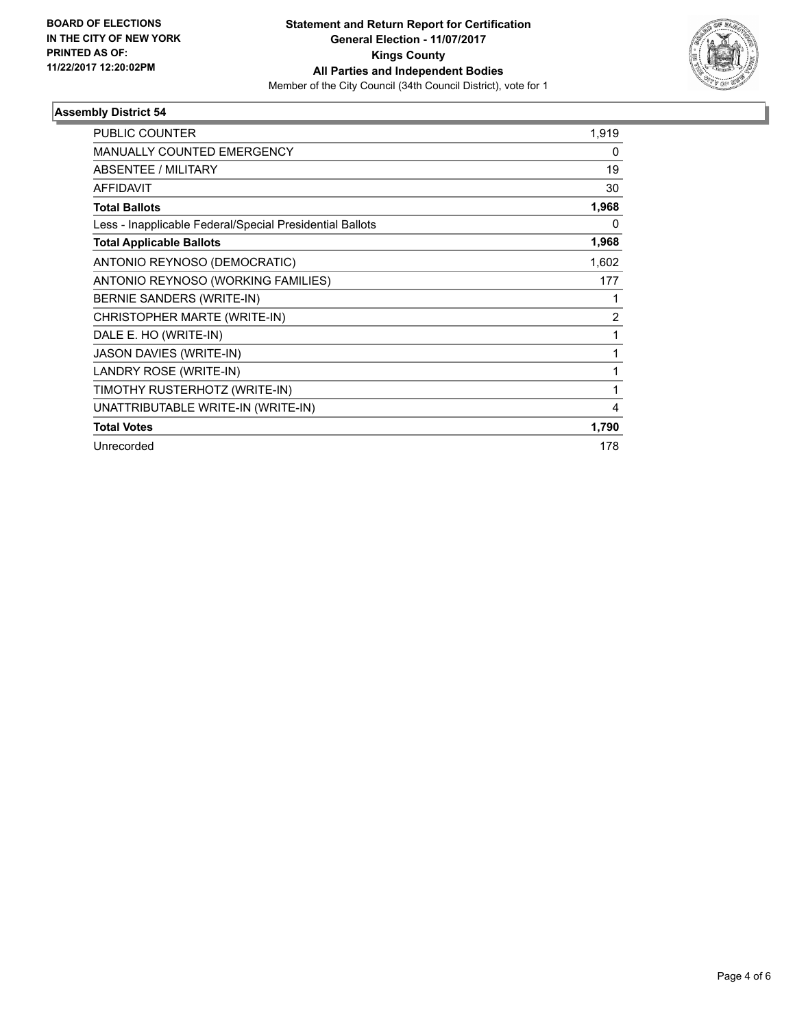**BOARD OF ELECTIONS IN THE CITY OF NEW YORK PRINTED AS OF: 11/22/2017 12:20:02PM**

# Statement and Return Report for Certification
## General Election - 11/07/2017
## Kings County
## All Parties and Independent Bodies
Member of the City Council (34th Council District), vote for 1

### Assembly District 54

| | |
|---|---|
| PUBLIC COUNTER | 1,919 |
| MANUALLY COUNTED EMERGENCY | 0 |
| ABSENTEE / MILITARY | 19 |
| AFFIDAVIT | 30 |
| **Total Ballots** | **1,968** |
| Less - Inapplicable Federal/Special Presidential Ballots | 0 |
| **Total Applicable Ballots** | **1,968** |
| ANTONIO REYNOSO (DEMOCRATIC) | 1,602 |
| ANTONIO REYNOSO (WORKING FAMILIES) | 177 |
| BERNIE SANDERS (WRITE-IN) | 1 |
| CHRISTOPHER MARTE (WRITE-IN) | 2 |
| DALE E. HO (WRITE-IN) | 1 |
| JASON DAVIES (WRITE-IN) | 1 |
| LANDRY ROSE (WRITE-IN) | 1 |
| TIMOTHY RUSTERHOTZ (WRITE-IN) | 1 |
| UNATTRIBUTABLE WRITE-IN (WRITE-IN) | 4 |
| **Total Votes** | **1,790** |
| Unrecorded | 178 |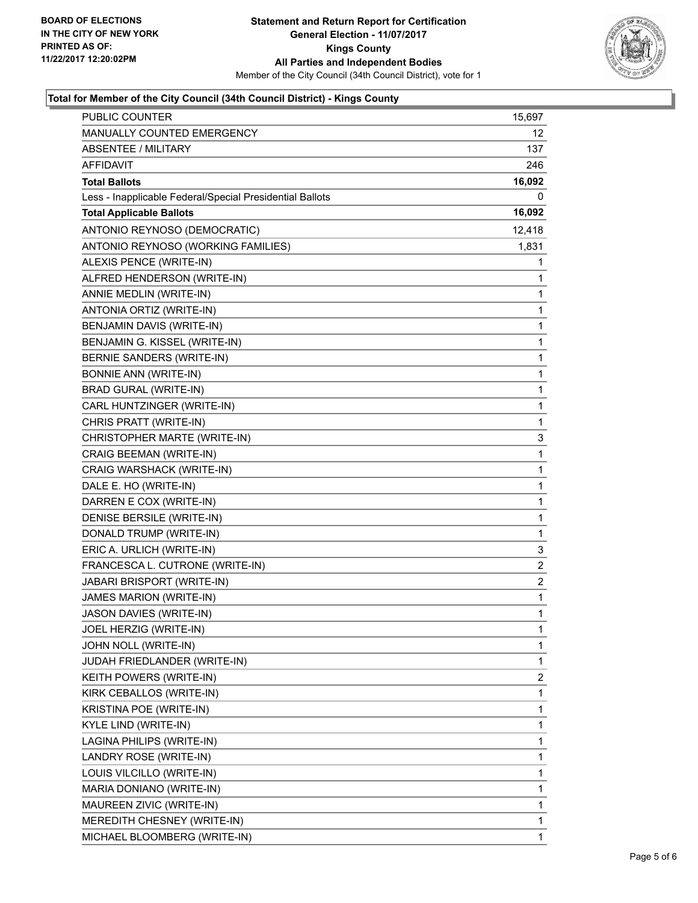**BOARD OF ELECTIONS IN THE CITY OF NEW YORK**
**PRINTED AS OF: 11/22/2017 12:20:02PM**

**Statement and Return Report for Certification**
**General Election - 11/07/2017**
**Kings County**
**All Parties and Independent Bodies**
Member of the City Council (34th Council District), vote for 1

### Total for Member of the City Council (34th Council District) - Kings County

| | |
|---|---|
| PUBLIC COUNTER | 15,697 |
| MANUALLY COUNTED EMERGENCY | 12 |
| ABSENTEE / MILITARY | 137 |
| AFFIDAVIT | 246 |
| **Total Ballots** | **16,092** |
| Less - Inapplicable Federal/Special Presidential Ballots | 0 |
| **Total Applicable Ballots** | **16,092** |
| ANTONIO REYNOSO (DEMOCRATIC) | 12,418 |
| ANTONIO REYNOSO (WORKING FAMILIES) | 1,831 |
| ALEXIS PENCE (WRITE-IN) | 1 |
| ALFRED HENDERSON (WRITE-IN) | 1 |
| ANNIE MEDLIN (WRITE-IN) | 1 |
| ANTONIA ORTIZ (WRITE-IN) | 1 |
| BENJAMIN DAVIS (WRITE-IN) | 1 |
| BENJAMIN G. KISSEL (WRITE-IN) | 1 |
| BERNIE SANDERS (WRITE-IN) | 1 |
| BONNIE ANN (WRITE-IN) | 1 |
| BRAD GURAL (WRITE-IN) | 1 |
| CARL HUNTZINGER (WRITE-IN) | 1 |
| CHRIS PRATT (WRITE-IN) | 1 |
| CHRISTOPHER MARTE (WRITE-IN) | 3 |
| CRAIG BEEMAN (WRITE-IN) | 1 |
| CRAIG WARSHACK (WRITE-IN) | 1 |
| DALE E. HO (WRITE-IN) | 1 |
| DARREN E COX (WRITE-IN) | 1 |
| DENISE BERSILE (WRITE-IN) | 1 |
| DONALD TRUMP (WRITE-IN) | 1 |
| ERIC A. URLICH (WRITE-IN) | 3 |
| FRANCESCA L. CUTRONE (WRITE-IN) | 2 |
| JABARI BRISPORT (WRITE-IN) | 2 |
| JAMES MARION (WRITE-IN) | 1 |
| JASON DAVIES (WRITE-IN) | 1 |
| JOEL HERZIG (WRITE-IN) | 1 |
| JOHN NOLL (WRITE-IN) | 1 |
| JUDAH FRIEDLANDER (WRITE-IN) | 1 |
| KEITH POWERS (WRITE-IN) | 2 |
| KIRK CEBALLOS (WRITE-IN) | 1 |
| KRISTINA POE (WRITE-IN) | 1 |
| KYLE LIND (WRITE-IN) | 1 |
| LAGINA PHILIPS (WRITE-IN) | 1 |
| LANDRY ROSE (WRITE-IN) | 1 |
| LOUIS VILCILLO (WRITE-IN) | 1 |
| MARIA DONIANO (WRITE-IN) | 1 |
| MAUREEN ZIVIC (WRITE-IN) | 1 |
| MEREDITH CHESNEY (WRITE-IN) | 1 |
| MICHAEL BLOOMBERG (WRITE-IN) | 1 |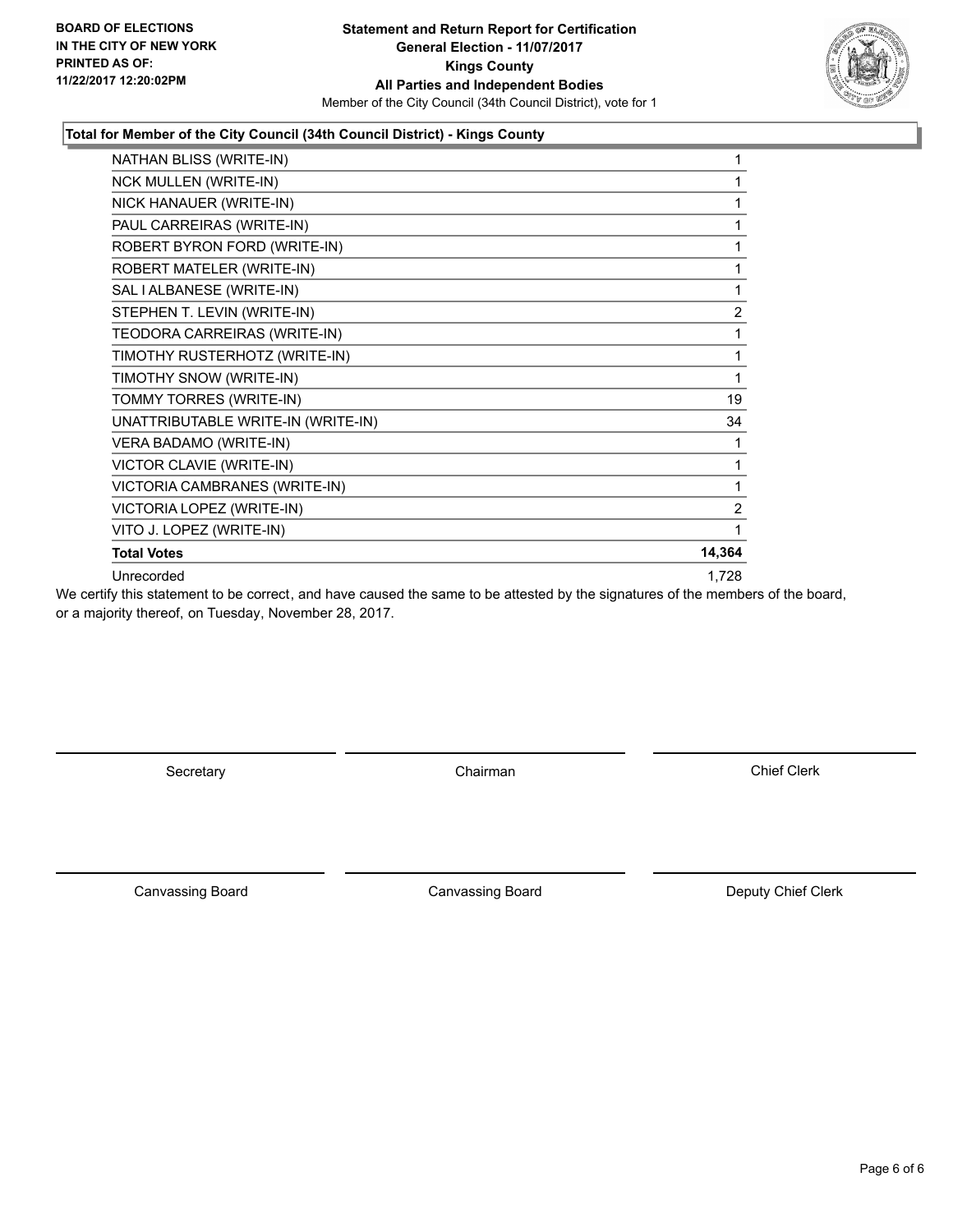**BOARD OF ELECTIONS IN THE CITY OF NEW YORK PRINTED AS OF: 11/22/2017 12:20:02PM**

**Statement and Return Report for Certification General Election - 11/07/2017 Kings County All Parties and Independent Bodies**

Member of the City Council (34th Council District), vote for 1

**Total for Member of the City Council (34th Council District) - Kings County**

| | |
|---|---|
| NATHAN BLISS (WRITE-IN) | 1 |
| NCK MULLEN (WRITE-IN) | 1 |
| NICK HANAUER (WRITE-IN) | 1 |
| PAUL CARREIRAS (WRITE-IN) | 1 |
| ROBERT BYRON FORD (WRITE-IN) | 1 |
| ROBERT MATELER (WRITE-IN) | 1 |
| SAL I ALBANESE (WRITE-IN) | 1 |
| STEPHEN T. LEVIN (WRITE-IN) | 2 |
| TEODORA CARREIRAS (WRITE-IN) | 1 |
| TIMOTHY RUSTERHOTZ (WRITE-IN) | 1 |
| TIMOTHY SNOW (WRITE-IN) | 1 |
| TOMMY TORRES (WRITE-IN) | 19 |
| UNATTRIBUTABLE WRITE-IN (WRITE-IN) | 34 |
| VERA BADAMO (WRITE-IN) | 1 |
| VICTOR CLAVIE (WRITE-IN) | 1 |
| VICTORIA CAMBRANES (WRITE-IN) | 1 |
| VICTORIA LOPEZ (WRITE-IN) | 2 |
| VITO J. LOPEZ (WRITE-IN) | 1 |
| **Total Votes** | **14,364** |
| Unrecorded | 1,728 |

We certify this statement to be correct, and have caused the same to be attested by the signatures of the members of the board, or a majority thereof, on Tuesday, November 28, 2017.

| | | |
|---|---|---|
| Secretary | Chairman | Chief Clerk |
| Canvassing Board | Canvassing Board | Deputy Chief Clerk |